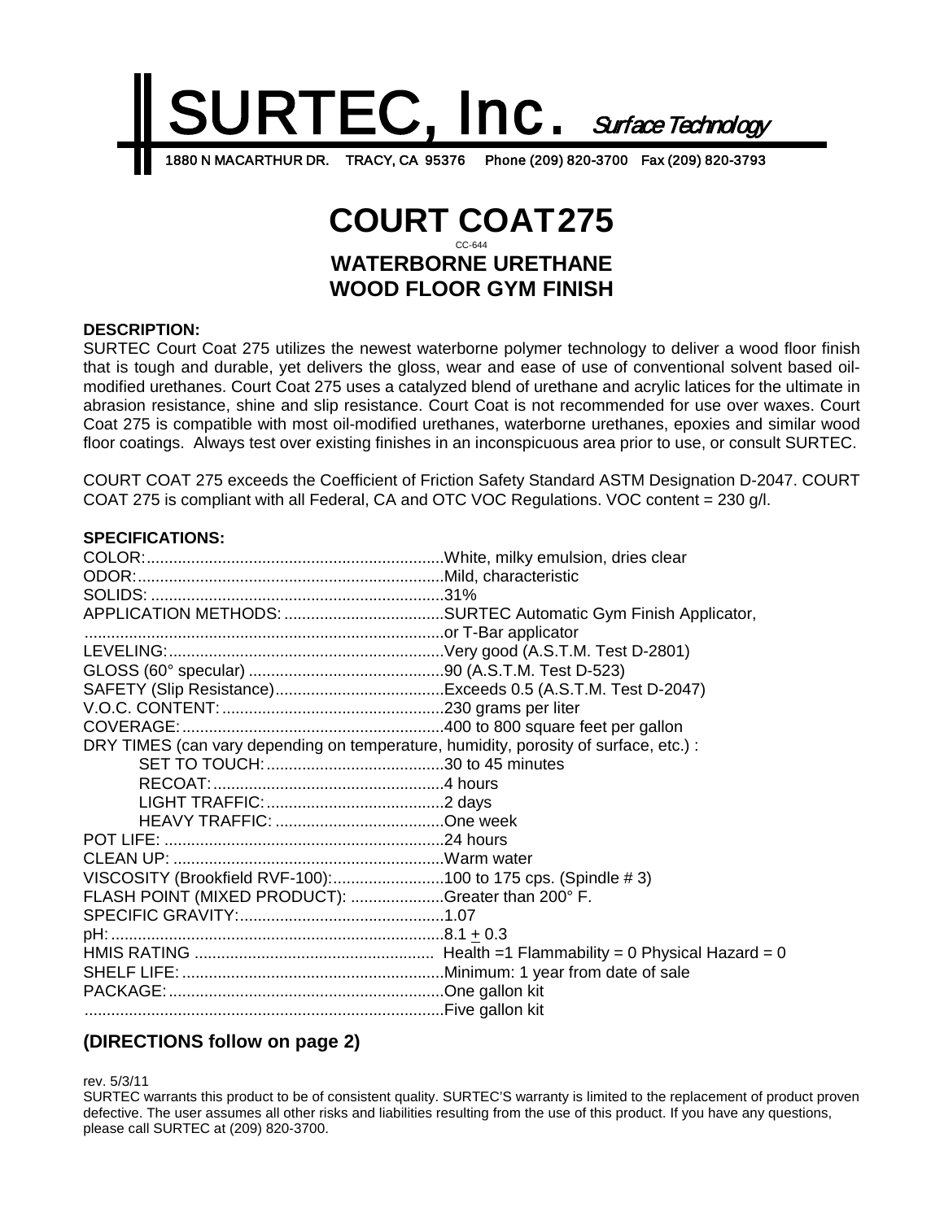# SURTEC, Inc. *Surface Technology*

1880 N MACARTHUR DR. TRACY, CA 95376 Phone (209) 820-3700 Fax (209) 820-3793

# COURT COAT 275

CC-644

## WATERBORNE URETHANE WOOD FLOOR GYM FINISH

**DESCRIPTION:**

SURTEC Court Coat 275 utilizes the newest waterborne polymer technology to deliver a wood floor finish that is tough and durable, yet delivers the gloss, wear and ease of use of conventional solvent based oil-modified urethanes. Court Coat 275 uses a catalyzed blend of urethane and acrylic latices for the ultimate in abrasion resistance, shine and slip resistance. Court Coat is not recommended for use over waxes. Court Coat 275 is compatible with most oil-modified urethanes, waterborne urethanes, epoxies and similar wood floor coatings. Always test over existing finishes in an inconspicuous area prior to use, or consult SURTEC.

COURT COAT 275 exceeds the Coefficient of Friction Safety Standard ASTM Designation D-2047. COURT COAT 275 is compliant with all Federal, CA and OTC VOC Regulations. VOC content = 230 g/l.

**SPECIFICATIONS:**

| | |
|---|---|
| COLOR: | White, milky emulsion, dries clear |
| ODOR: | Mild, characteristic |
| SOLIDS: | 31% |
| APPLICATION METHODS: | SURTEC Automatic Gym Finish Applicator, |
| | or T-Bar applicator |
| LEVELING: | Very good (A.S.T.M. Test D-2801) |
| GLOSS (60° specular) | 90 (A.S.T.M. Test D-523) |
| SAFETY (Slip Resistance) | Exceeds 0.5 (A.S.T.M. Test D-2047) |
| V.O.C. CONTENT: | 230 grams per liter |
| COVERAGE: | 400 to 800 square feet per gallon |
| DRY TIMES (can vary depending on temperature, humidity, porosity of surface, etc.) : | |
| SET TO TOUCH: | 30 to 45 minutes |
| RECOAT: | 4 hours |
| LIGHT TRAFFIC: | 2 days |
| HEAVY TRAFFIC: | One week |
| POT LIFE: | 24 hours |
| CLEAN UP: | Warm water |
| VISCOSITY (Brookfield RVF-100): | 100 to 175 cps. (Spindle # 3) |
| FLASH POINT (MIXED PRODUCT): | Greater than 200° F. |
| SPECIFIC GRAVITY: | 1.07 |
| pH: | 8.1 ± 0.3 |
| HMIS RATING | Health =1 Flammability = 0 Physical Hazard = 0 |
| SHELF LIFE: | Minimum: 1 year from date of sale |
| PACKAGE: | One gallon kit |
| | Five gallon kit |

## (DIRECTIONS follow on page 2)

rev. 5/3/11

SURTEC warrants this product to be of consistent quality. SURTEC'S warranty is limited to the replacement of product proven defective. The user assumes all other risks and liabilities resulting from the use of this product. If you have any questions, please call SURTEC at (209) 820-3700.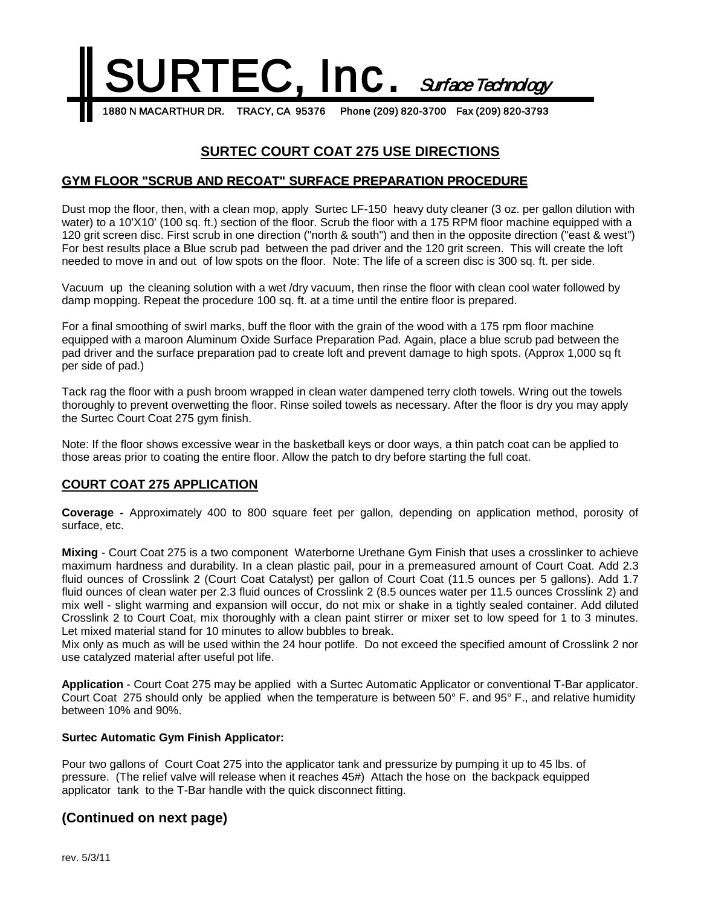# SURTEC, Inc. *Surface Technology*

1880 N MACARTHUR DR. TRACY, CA 95376 Phone (209) 820-3700 Fax (209) 820-3793

## SURTEC COURT COAT 275 USE DIRECTIONS

### GYM FLOOR "SCRUB AND RECOAT" SURFACE PREPARATION PROCEDURE

Dust mop the floor, then, with a clean mop, apply Surtec LF-150 heavy duty cleaner (3 oz. per gallon dilution with water) to a 10'X10' (100 sq. ft.) section of the floor. Scrub the floor with a 175 RPM floor machine equipped with a 120 grit screen disc. First scrub in one direction ("north & south") and then in the opposite direction ("east & west") For best results place a Blue scrub pad between the pad driver and the 120 grit screen. This will create the loft needed to move in and out of low spots on the floor. Note: The life of a screen disc is 300 sq. ft. per side.

Vacuum up the cleaning solution with a wet /dry vacuum, then rinse the floor with clean cool water followed by damp mopping. Repeat the procedure 100 sq. ft. at a time until the entire floor is prepared.

For a final smoothing of swirl marks, buff the floor with the grain of the wood with a 175 rpm floor machine equipped with a maroon Aluminum Oxide Surface Preparation Pad. Again, place a blue scrub pad between the pad driver and the surface preparation pad to create loft and prevent damage to high spots. (Approx 1,000 sq ft per side of pad.)

Tack rag the floor with a push broom wrapped in clean water dampened terry cloth towels. Wring out the towels thoroughly to prevent overwetting the floor. Rinse soiled towels as necessary. After the floor is dry you may apply the Surtec Court Coat 275 gym finish.

Note: If the floor shows excessive wear in the basketball keys or door ways, a thin patch coat can be applied to those areas prior to coating the entire floor. Allow the patch to dry before starting the full coat.

### COURT COAT 275 APPLICATION

**Coverage -** Approximately 400 to 800 square feet per gallon, depending on application method, porosity of surface, etc.

**Mixing** - Court Coat 275 is a two component Waterborne Urethane Gym Finish that uses a crosslinker to achieve maximum hardness and durability. In a clean plastic pail, pour in a premeasured amount of Court Coat. Add 2.3 fluid ounces of Crosslink 2 (Court Coat Catalyst) per gallon of Court Coat (11.5 ounces per 5 gallons). Add 1.7 fluid ounces of clean water per 2.3 fluid ounces of Crosslink 2 (8.5 ounces water per 11.5 ounces Crosslink 2) and mix well - slight warming and expansion will occur, do not mix or shake in a tightly sealed container. Add diluted Crosslink 2 to Court Coat, mix thoroughly with a clean paint stirrer or mixer set to low speed for 1 to 3 minutes. Let mixed material stand for 10 minutes to allow bubbles to break.
Mix only as much as will be used within the 24 hour potlife. Do not exceed the specified amount of Crosslink 2 nor use catalyzed material after useful pot life.

**Application** - Court Coat 275 may be applied with a Surtec Automatic Applicator or conventional T-Bar applicator. Court Coat 275 should only be applied when the temperature is between 50° F. and 95° F., and relative humidity between 10% and 90%.

**Surtec Automatic Gym Finish Applicator:**

Pour two gallons of Court Coat 275 into the applicator tank and pressurize by pumping it up to 45 lbs. of pressure. (The relief valve will release when it reaches 45#) Attach the hose on the backpack equipped applicator tank to the T-Bar handle with the quick disconnect fitting.

## (Continued on next page)

rev. 5/3/11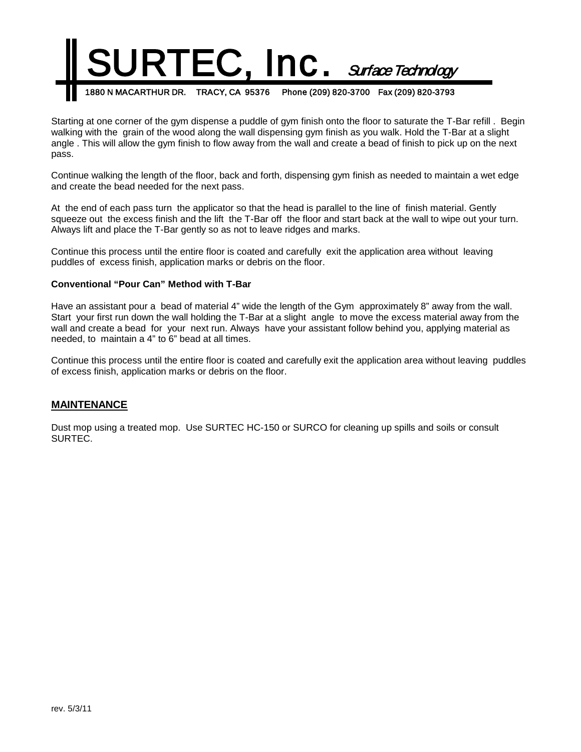Starting at one corner of the gym dispense a puddle of gym finish onto the floor to saturate the T-Bar refill . Begin walking with the grain of the wood along the wall dispensing gym finish as you walk. Hold the T-Bar at a slight angle . This will allow the gym finish to flow away from the wall and create a bead of finish to pick up on the next pass.

Continue walking the length of the floor, back and forth, dispensing gym finish as needed to maintain a wet edge and create the bead needed for the next pass.

At the end of each pass turn the applicator so that the head is parallel to the line of finish material. Gently squeeze out the excess finish and the lift the T-Bar off the floor and start back at the wall to wipe out your turn. Always lift and place the T-Bar gently so as not to leave ridges and marks.

Continue this process until the entire floor is coated and carefully exit the application area without leaving puddles of excess finish, application marks or debris on the floor.

**Conventional "Pour Can" Method with T-Bar**

Have an assistant pour a bead of material 4" wide the length of the Gym approximately 8" away from the wall. Start your first run down the wall holding the T-Bar at a slight angle to move the excess material away from the wall and create a bead for your next run. Always have your assistant follow behind you, applying material as needed, to maintain a 4" to 6" bead at all times.

Continue this process until the entire floor is coated and carefully exit the application area without leaving puddles of excess finish, application marks or debris on the floor.

## MAINTENANCE

Dust mop using a treated mop. Use SURTEC HC-150 or SURCO for cleaning up spills and soils or consult SURTEC.

rev. 5/3/11